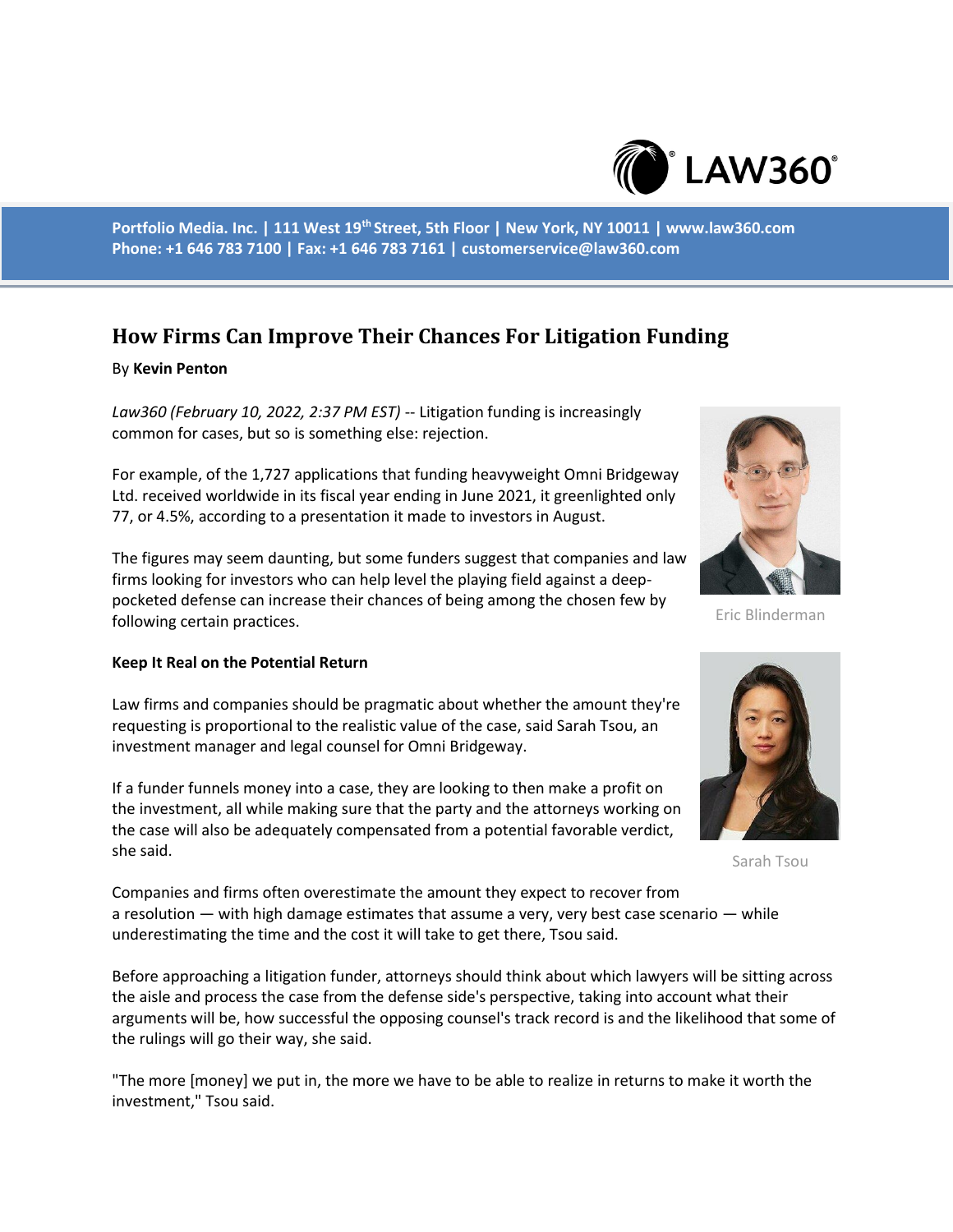# How Firms Can Improve Their Chances For Litigation Funding

By **Kevin Penton**

*Law360 (February 10, 2022, 2:37 PM EST)* -- Litigation funding is increasingly common for cases, but so is something else: rejection.

For example, of the 1,727 applications that funding heavyweight Omni Bridgeway Ltd. received worldwide in its fiscal year ending in June 2021, it greenlighted only 77, or 4.5%, according to a presentation it made to investors in August.

The figures may seem daunting, but some funders suggest that companies and law firms looking for investors who can help level the playing field against a deep-pocketed defense can increase their chances of being among the chosen few by following certain practices.

Eric Blinderman

**Keep It Real on the Potential Return**

Law firms and companies should be pragmatic about whether the amount they're requesting is proportional to the realistic value of the case, said Sarah Tsou, an investment manager and legal counsel for Omni Bridgeway.

If a funder funnels money into a case, they are looking to then make a profit on the investment, all while making sure that the party and the attorneys working on the case will also be adequately compensated from a potential favorable verdict, she said.

Sarah Tsou

Companies and firms often overestimate the amount they expect to recover from a resolution — with high damage estimates that assume a very, very best case scenario — while underestimating the time and the cost it will take to get there, Tsou said.

Before approaching a litigation funder, attorneys should think about which lawyers will be sitting across the aisle and process the case from the defense side's perspective, taking into account what their arguments will be, how successful the opposing counsel's track record is and the likelihood that some of the rulings will go their way, she said.

"The more [money] we put in, the more we have to be able to realize in returns to make it worth the investment," Tsou said.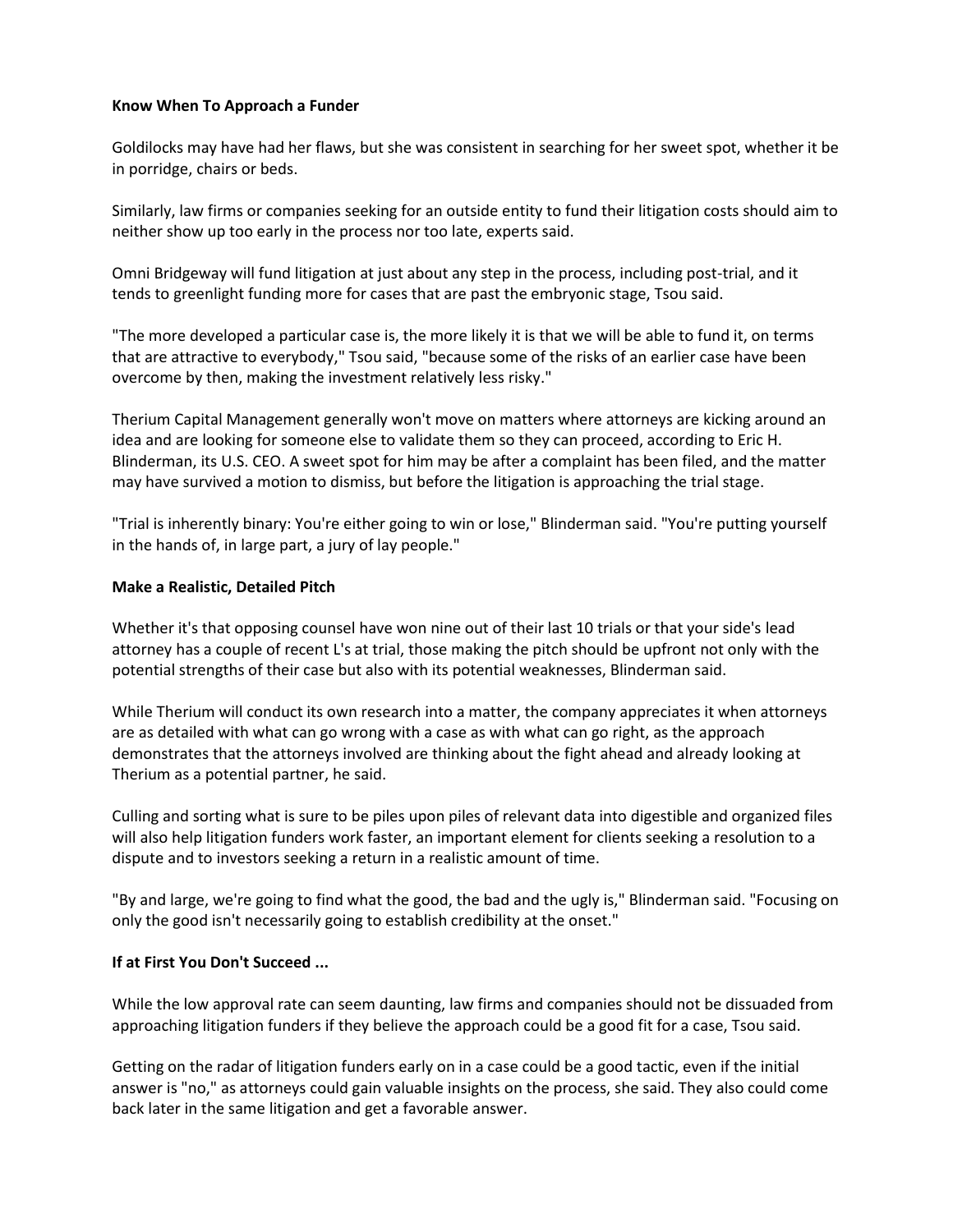**Know When To Approach a Funder**

Goldilocks may have had her flaws, but she was consistent in searching for her sweet spot, whether it be in porridge, chairs or beds.

Similarly, law firms or companies seeking for an outside entity to fund their litigation costs should aim to neither show up too early in the process nor too late, experts said.

Omni Bridgeway will fund litigation at just about any step in the process, including post-trial, and it tends to greenlight funding more for cases that are past the embryonic stage, Tsou said.

"The more developed a particular case is, the more likely it is that we will be able to fund it, on terms that are attractive to everybody," Tsou said, "because some of the risks of an earlier case have been overcome by then, making the investment relatively less risky."

Therium Capital Management generally won't move on matters where attorneys are kicking around an idea and are looking for someone else to validate them so they can proceed, according to Eric H. Blinderman, its U.S. CEO. A sweet spot for him may be after a complaint has been filed, and the matter may have survived a motion to dismiss, but before the litigation is approaching the trial stage.

"Trial is inherently binary: You're either going to win or lose," Blinderman said. "You're putting yourself in the hands of, in large part, a jury of lay people."

**Make a Realistic, Detailed Pitch**

Whether it's that opposing counsel have won nine out of their last 10 trials or that your side's lead attorney has a couple of recent L's at trial, those making the pitch should be upfront not only with the potential strengths of their case but also with its potential weaknesses, Blinderman said.

While Therium will conduct its own research into a matter, the company appreciates it when attorneys are as detailed with what can go wrong with a case as with what can go right, as the approach demonstrates that the attorneys involved are thinking about the fight ahead and already looking at Therium as a potential partner, he said.

Culling and sorting what is sure to be piles upon piles of relevant data into digestible and organized files will also help litigation funders work faster, an important element for clients seeking a resolution to a dispute and to investors seeking a return in a realistic amount of time.

"By and large, we're going to find what the good, the bad and the ugly is," Blinderman said. "Focusing on only the good isn't necessarily going to establish credibility at the onset."

**If at First You Don't Succeed ...**

While the low approval rate can seem daunting, law firms and companies should not be dissuaded from approaching litigation funders if they believe the approach could be a good fit for a case, Tsou said.

Getting on the radar of litigation funders early on in a case could be a good tactic, even if the initial answer is "no," as attorneys could gain valuable insights on the process, she said. They also could come back later in the same litigation and get a favorable answer.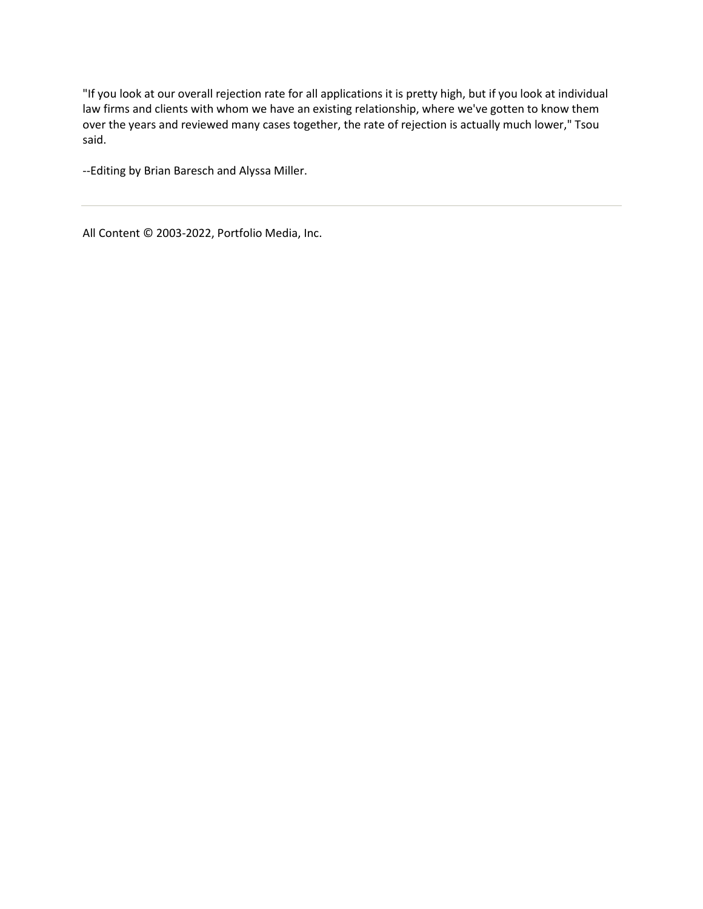"If you look at our overall rejection rate for all applications it is pretty high, but if you look at individual law firms and clients with whom we have an existing relationship, where we've gotten to know them over the years and reviewed many cases together, the rate of rejection is actually much lower," Tsou said.

--Editing by Brian Baresch and Alyssa Miller.

---

All Content © 2003-2022, Portfolio Media, Inc.